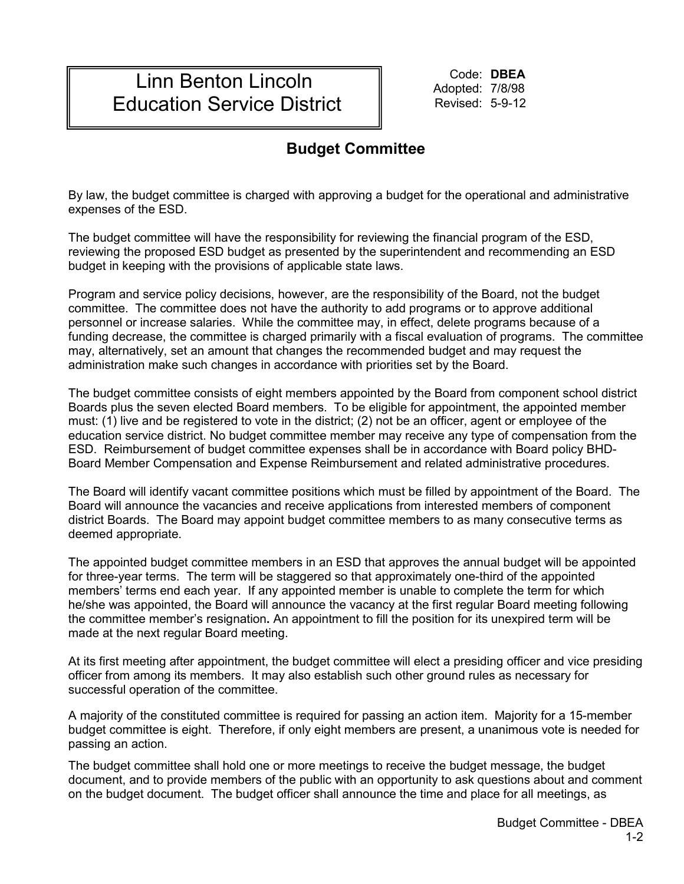# Linn Benton Lincoln Education Service District

Code: **DBEA**
Adopted: 7/8/98
Revised: 5-9-12

## Budget Committee

By law, the budget committee is charged with approving a budget for the operational and administrative expenses of the ESD.

The budget committee will have the responsibility for reviewing the financial program of the ESD, reviewing the proposed ESD budget as presented by the superintendent and recommending an ESD budget in keeping with the provisions of applicable state laws.

Program and service policy decisions, however, are the responsibility of the Board, not the budget committee. The committee does not have the authority to add programs or to approve additional personnel or increase salaries. While the committee may, in effect, delete programs because of a funding decrease, the committee is charged primarily with a fiscal evaluation of programs. The committee may, alternatively, set an amount that changes the recommended budget and may request the administration make such changes in accordance with priorities set by the Board.

The budget committee consists of eight members appointed by the Board from component school district Boards plus the seven elected Board members. To be eligible for appointment, the appointed member must: (1) live and be registered to vote in the district; (2) not be an officer, agent or employee of the education service district. No budget committee member may receive any type of compensation from the ESD. Reimbursement of budget committee expenses shall be in accordance with Board policy BHD-Board Member Compensation and Expense Reimbursement and related administrative procedures.

The Board will identify vacant committee positions which must be filled by appointment of the Board. The Board will announce the vacancies and receive applications from interested members of component district Boards. The Board may appoint budget committee members to as many consecutive terms as deemed appropriate.

The appointed budget committee members in an ESD that approves the annual budget will be appointed for three-year terms. The term will be staggered so that approximately one-third of the appointed members' terms end each year. If any appointed member is unable to complete the term for which he/she was appointed, the Board will announce the vacancy at the first regular Board meeting following the committee member's resignation**.** An appointment to fill the position for its unexpired term will be made at the next regular Board meeting.

At its first meeting after appointment, the budget committee will elect a presiding officer and vice presiding officer from among its members. It may also establish such other ground rules as necessary for successful operation of the committee.

A majority of the constituted committee is required for passing an action item. Majority for a 15-member budget committee is eight. Therefore, if only eight members are present, a unanimous vote is needed for passing an action.

The budget committee shall hold one or more meetings to receive the budget message, the budget document, and to provide members of the public with an opportunity to ask questions about and comment on the budget document. The budget officer shall announce the time and place for all meetings, as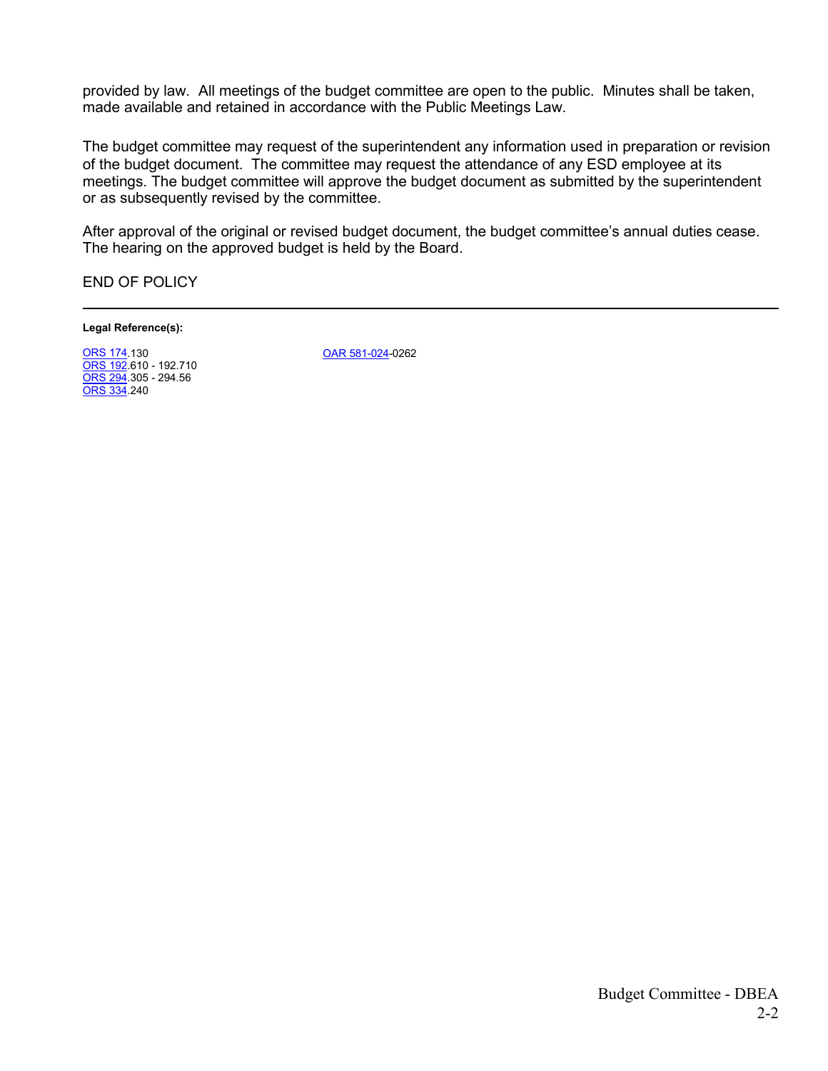provided by law. All meetings of the budget committee are open to the public. Minutes shall be taken, made available and retained in accordance with the Public Meetings Law.

The budget committee may request of the superintendent any information used in preparation or revision of the budget document. The committee may request the attendance of any ESD employee at its meetings. The budget committee will approve the budget document as submitted by the superintendent or as subsequently revised by the committee.

After approval of the original or revised budget document, the budget committee's annual duties cease. The hearing on the approved budget is held by the Board.

END OF POLICY

---

**Legal Reference(s):**

ORS 174.130
ORS 192.610 - 192.710
ORS 294.305 - 294.56
ORS 334.240

OAR 581-024-0262